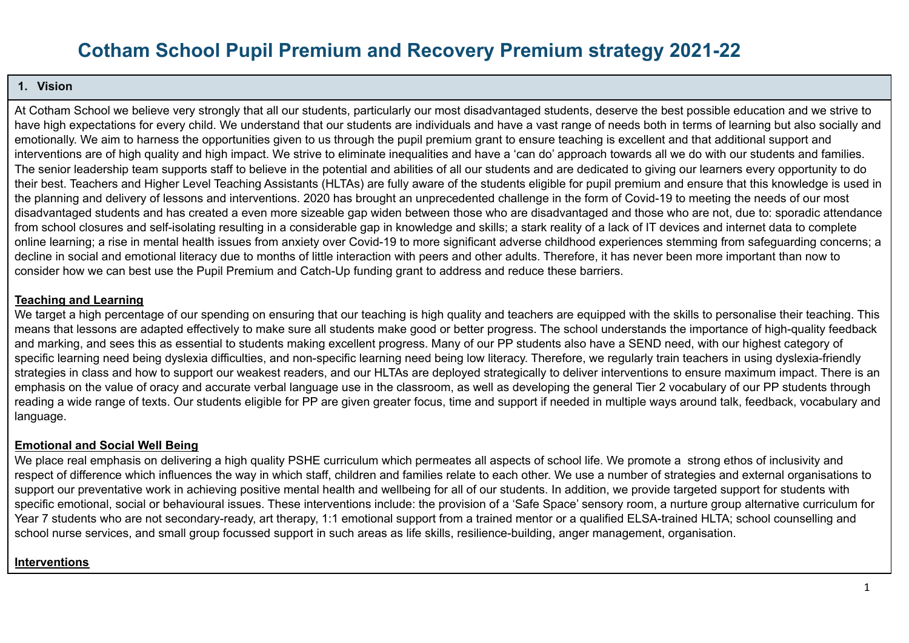# Cotham School Pupil Premium and Recovery Premium strategy 2021-22

## 1. Vision

At Cotham School we believe very strongly that all our students, particularly our most disadvantaged students, deserve the best possible education and we strive to have high expectations for every child. We understand that our students are individuals and have a vast range of needs both in terms of learning but also socially and emotionally. We aim to harness the opportunities given to us through the pupil premium grant to ensure teaching is excellent and that additional support and interventions are of high quality and high impact. We strive to eliminate inequalities and have a 'can do' approach towards all we do with our students and families. The senior leadership team supports staff to believe in the potential and abilities of all our students and are dedicated to giving our learners every opportunity to do their best. Teachers and Higher Level Teaching Assistants (HLTAs) are fully aware of the students eligible for pupil premium and ensure that this knowledge is used in the planning and delivery of lessons and interventions. 2020 has brought an unprecedented challenge in the form of Covid-19 to meeting the needs of our most disadvantaged students and has created a even more sizeable gap widen between those who are disadvantaged and those who are not, due to: sporadic attendance from school closures and self-isolating resulting in a considerable gap in knowledge and skills; a stark reality of a lack of IT devices and internet data to complete online learning; a rise in mental health issues from anxiety over Covid-19 to more significant adverse childhood experiences stemming from safeguarding concerns; a decline in social and emotional literacy due to months of little interaction with peers and other adults. Therefore, it has never been more important than now to consider how we can best use the Pupil Premium and Catch-Up funding grant to address and reduce these barriers.

**Teaching and Learning**

We target a high percentage of our spending on ensuring that our teaching is high quality and teachers are equipped with the skills to personalise their teaching. This means that lessons are adapted effectively to make sure all students make good or better progress. The school understands the importance of high-quality feedback and marking, and sees this as essential to students making excellent progress. Many of our PP students also have a SEND need, with our highest category of specific learning need being dyslexia difficulties, and non-specific learning need being low literacy. Therefore, we regularly train teachers in using dyslexia-friendly strategies in class and how to support our weakest readers, and our HLTAs are deployed strategically to deliver interventions to ensure maximum impact. There is an emphasis on the value of oracy and accurate verbal language use in the classroom, as well as developing the general Tier 2 vocabulary of our PP students through reading a wide range of texts. Our students eligible for PP are given greater focus, time and support if needed in multiple ways around talk, feedback, vocabulary and language.

**Emotional and Social Well Being**

We place real emphasis on delivering a high quality PSHE curriculum which permeates all aspects of school life. We promote a strong ethos of inclusivity and respect of difference which influences the way in which staff, children and families relate to each other. We use a number of strategies and external organisations to support our preventative work in achieving positive mental health and wellbeing for all of our students. In addition, we provide targeted support for students with specific emotional, social or behavioural issues. These interventions include: the provision of a 'Safe Space' sensory room, a nurture group alternative curriculum for Year 7 students who are not secondary-ready, art therapy, 1:1 emotional support from a trained mentor or a qualified ELSA-trained HLTA; school counselling and school nurse services, and small group focussed support in such areas as life skills, resilience-building, anger management, organisation.

**Interventions**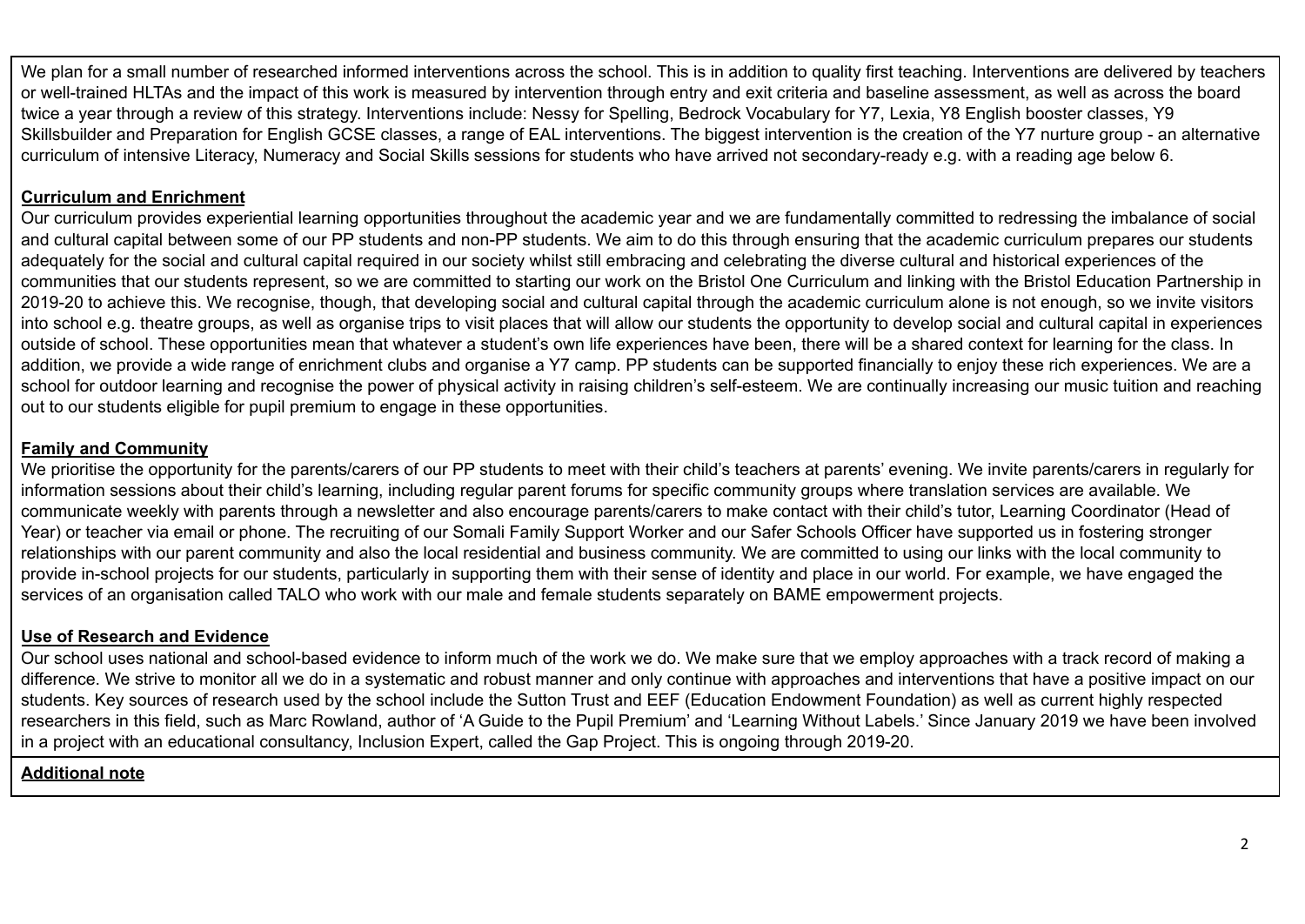We plan for a small number of researched informed interventions across the school. This is in addition to quality first teaching. Interventions are delivered by teachers or well-trained HLTAs and the impact of this work is measured by intervention through entry and exit criteria and baseline assessment, as well as across the board twice a year through a review of this strategy. Interventions include: Nessy for Spelling, Bedrock Vocabulary for Y7, Lexia, Y8 English booster classes, Y9 Skillsbuilder and Preparation for English GCSE classes, a range of EAL interventions. The biggest intervention is the creation of the Y7 nurture group - an alternative curriculum of intensive Literacy, Numeracy and Social Skills sessions for students who have arrived not secondary-ready e.g. with a reading age below 6.

**Curriculum and Enrichment**

Our curriculum provides experiential learning opportunities throughout the academic year and we are fundamentally committed to redressing the imbalance of social and cultural capital between some of our PP students and non-PP students. We aim to do this through ensuring that the academic curriculum prepares our students adequately for the social and cultural capital required in our society whilst still embracing and celebrating the diverse cultural and historical experiences of the communities that our students represent, so we are committed to starting our work on the Bristol One Curriculum and linking with the Bristol Education Partnership in 2019-20 to achieve this. We recognise, though, that developing social and cultural capital through the academic curriculum alone is not enough, so we invite visitors into school e.g. theatre groups, as well as organise trips to visit places that will allow our students the opportunity to develop social and cultural capital in experiences outside of school. These opportunities mean that whatever a student's own life experiences have been, there will be a shared context for learning for the class. In addition, we provide a wide range of enrichment clubs and organise a Y7 camp. PP students can be supported financially to enjoy these rich experiences. We are a school for outdoor learning and recognise the power of physical activity in raising children's self-esteem. We are continually increasing our music tuition and reaching out to our students eligible for pupil premium to engage in these opportunities.

**Family and Community**

We prioritise the opportunity for the parents/carers of our PP students to meet with their child's teachers at parents' evening. We invite parents/carers in regularly for information sessions about their child's learning, including regular parent forums for specific community groups where translation services are available. We communicate weekly with parents through a newsletter and also encourage parents/carers to make contact with their child's tutor, Learning Coordinator (Head of Year) or teacher via email or phone. The recruiting of our Somali Family Support Worker and our Safer Schools Officer have supported us in fostering stronger relationships with our parent community and also the local residential and business community. We are committed to using our links with the local community to provide in-school projects for our students, particularly in supporting them with their sense of identity and place in our world. For example, we have engaged the services of an organisation called TALO who work with our male and female students separately on BAME empowerment projects.

**Use of Research and Evidence**

Our school uses national and school-based evidence to inform much of the work we do. We make sure that we employ approaches with a track record of making a difference. We strive to monitor all we do in a systematic and robust manner and only continue with approaches and interventions that have a positive impact on our students. Key sources of research used by the school include the Sutton Trust and EEF (Education Endowment Foundation) as well as current highly respected researchers in this field, such as Marc Rowland, author of 'A Guide to the Pupil Premium' and 'Learning Without Labels.' Since January 2019 we have been involved in a project with an educational consultancy, Inclusion Expert, called the Gap Project. This is ongoing through 2019-20.

**Additional note**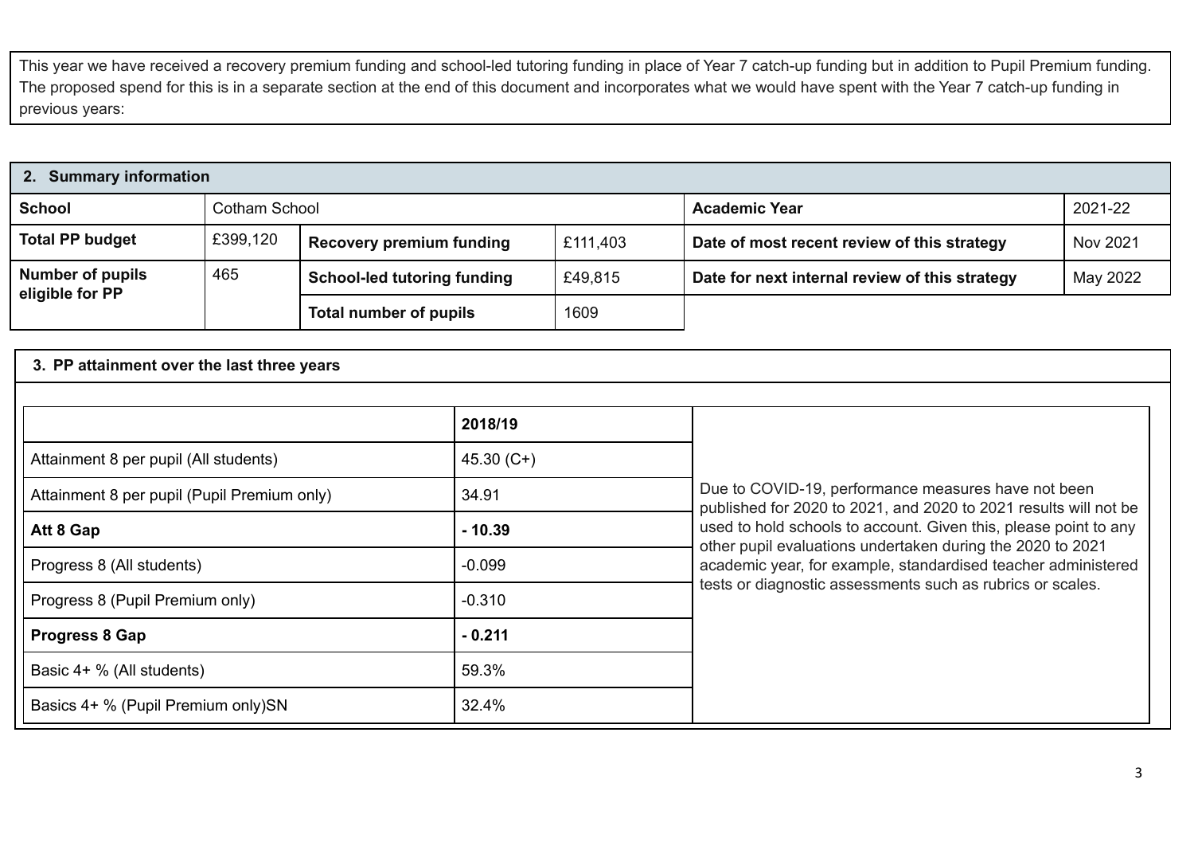This year we have received a recovery premium funding and school-led tutoring funding in place of Year 7 catch-up funding but in addition to Pupil Premium funding. The proposed spend for this is in a separate section at the end of this document and incorporates what we would have spent with the Year 7 catch-up funding in previous years:

## 2. Summary information

| **School** | Cotham School | | | **Academic Year** | 2021-22 |
|---|---|---|---|---|---|
| **Total PP budget** | £399,120 | **Recovery premium funding** | £111,403 | **Date of most recent review of this strategy** | Nov 2021 |
| **Number of pupils eligible for PP** | 465 | **School-led tutoring funding** | £49,815 | **Date for next internal review of this strategy** | May 2022 |
| | | **Total number of pupils** | 1609 | | |

## 3. PP attainment over the last three years

| | **2018/19** | |
|---|---|---|
| Attainment 8 per pupil (All students) | 45.30 (C+) | Due to COVID-19, performance measures have not been published for 2020 to 2021, and 2020 to 2021 results will not be used to hold schools to account. Given this, please point to any other pupil evaluations undertaken during the 2020 to 2021 academic year, for example, standardised teacher administered tests or diagnostic assessments such as rubrics or scales. |
| Attainment 8 per pupil (Pupil Premium only) | 34.91 | |
| **Att 8 Gap** | **- 10.39** | |
| Progress 8 (All students) | -0.099 | |
| Progress 8 (Pupil Premium only) | -0.310 | |
| **Progress 8 Gap** | **- 0.211** | |
| Basic 4+ % (All students) | 59.3% | |
| Basics 4+ % (Pupil Premium only)SN | 32.4% | |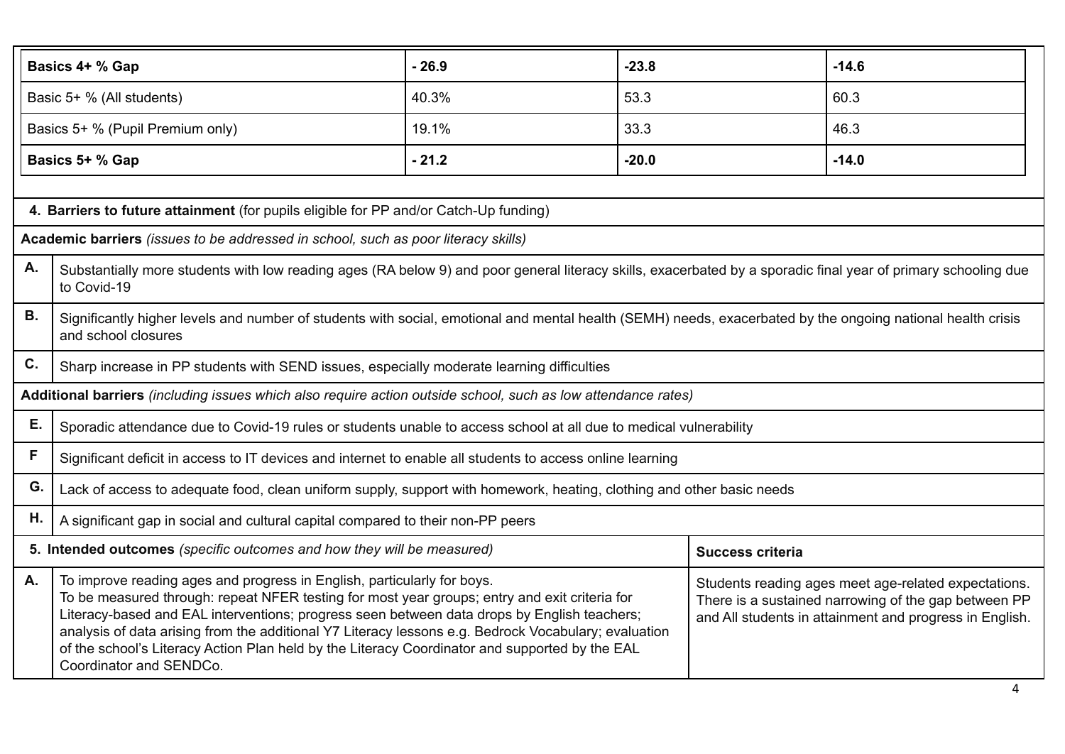| Basics 4+ % Gap | - 26.9 | -23.8 | -14.6 |
|---|---|---|---|
| Basic 5+ % (All students) | 40.3% | 53.3 | 60.3 |
| Basics 5+ % (Pupil Premium only) | 19.1% | 33.3 | 46.3 |
| **Basics 5+ % Gap** | **- 21.2** | **-20.0** | **-14.0** |

**4. Barriers to future attainment** (for pupils eligible for PP and/or Catch-Up funding)

**Academic barriers** *(issues to be addressed in school, such as poor literacy skills)*

| | |
|---|---|
| **A.** | Substantially more students with low reading ages (RA below 9) and poor general literacy skills, exacerbated by a sporadic final year of primary schooling due to Covid-19 |
| **B.** | Significantly higher levels and number of students with social, emotional and mental health (SEMH) needs, exacerbated by the ongoing national health crisis and school closures |
| **C.** | Sharp increase in PP students with SEND issues, especially moderate learning difficulties |

**Additional barriers** *(including issues which also require action outside school, such as low attendance rates)*

| | |
|---|---|
| **E.** | Sporadic attendance due to Covid-19 rules or students unable to access school at all due to medical vulnerability |
| **F** | Significant deficit in access to IT devices and internet to enable all students to access online learning |
| **G.** | Lack of access to adequate food, clean uniform supply, support with homework, heating, clothing and other basic needs |
| **H.** | A significant gap in social and cultural capital compared to their non-PP peers |

| | **5. Intended outcomes** *(specific outcomes and how they will be measured)* | **Success criteria** |
|---|---|---|
| **A.** | To improve reading ages and progress in English, particularly for boys.<br>To be measured through: repeat NFER testing for most year groups; entry and exit criteria for Literacy-based and EAL interventions; progress seen between data drops by English teachers; analysis of data arising from the additional Y7 Literacy lessons e.g. Bedrock Vocabulary; evaluation of the school's Literacy Action Plan held by the Literacy Coordinator and supported by the EAL Coordinator and SENDCo. | Students reading ages meet age-related expectations. There is a sustained narrowing of the gap between PP and All students in attainment and progress in English. |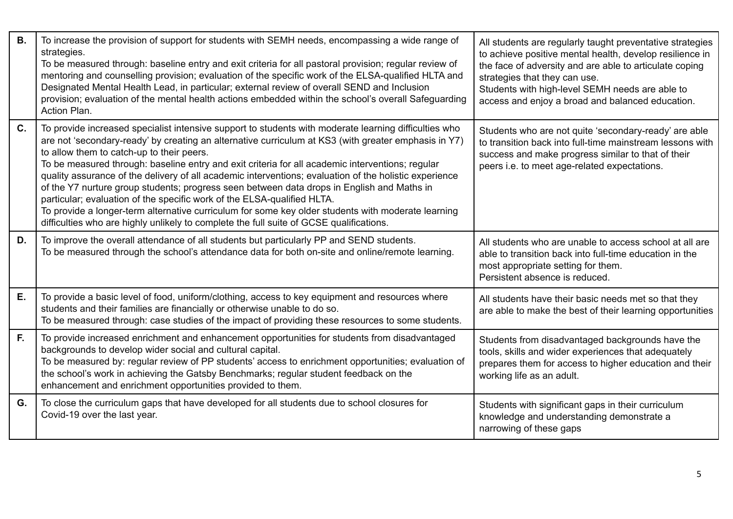| | | |
|---|---|---|
| **B.** | To increase the provision of support for students with SEMH needs, encompassing a wide range of strategies.<br>To be measured through: baseline entry and exit criteria for all pastoral provision; regular review of mentoring and counselling provision; evaluation of the specific work of the ELSA-qualified HLTA and Designated Mental Health Lead, in particular; external review of overall SEND and Inclusion provision; evaluation of the mental health actions embedded within the school's overall Safeguarding Action Plan. | All students are regularly taught preventative strategies to achieve positive mental health, develop resilience in the face of adversity and are able to articulate coping strategies that they can use.<br>Students with high-level SEMH needs are able to access and enjoy a broad and balanced education. |
| **C.** | To provide increased specialist intensive support to students with moderate learning difficulties who are not 'secondary-ready' by creating an alternative curriculum at KS3 (with greater emphasis in Y7) to allow them to catch-up to their peers.<br>To be measured through: baseline entry and exit criteria for all academic interventions; regular quality assurance of the delivery of all academic interventions; evaluation of the holistic experience of the Y7 nurture group students; progress seen between data drops in English and Maths in particular; evaluation of the specific work of the ELSA-qualified HLTA.<br>To provide a longer-term alternative curriculum for some key older students with moderate learning difficulties who are highly unlikely to complete the full suite of GCSE qualifications. | Students who are not quite 'secondary-ready' are able to transition back into full-time mainstream lessons with success and make progress similar to that of their peers i.e. to meet age-related expectations. |
| **D.** | To improve the overall attendance of all students but particularly PP and SEND students.<br>To be measured through the school's attendance data for both on-site and online/remote learning. | All students who are unable to access school at all are able to transition back into full-time education in the most appropriate setting for them.<br>Persistent absence is reduced. |
| **E.** | To provide a basic level of food, uniform/clothing, access to key equipment and resources where students and their families are financially or otherwise unable to do so.<br>To be measured through: case studies of the impact of providing these resources to some students. | All students have their basic needs met so that they are able to make the best of their learning opportunities |
| **F.** | To provide increased enrichment and enhancement opportunities for students from disadvantaged backgrounds to develop wider social and cultural capital.<br>To be measured by: regular review of PP students' access to enrichment opportunities; evaluation of the school's work in achieving the Gatsby Benchmarks; regular student feedback on the enhancement and enrichment opportunities provided to them. | Students from disadvantaged backgrounds have the tools, skills and wider experiences that adequately prepares them for access to higher education and their working life as an adult. |
| **G.** | To close the curriculum gaps that have developed for all students due to school closures for Covid-19 over the last year. | Students with significant gaps in their curriculum knowledge and understanding demonstrate a narrowing of these gaps |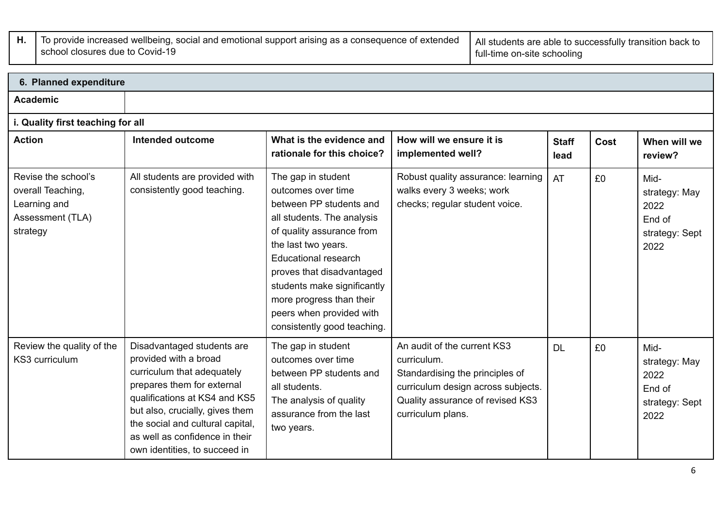| H. | To provide increased wellbeing, social and emotional support arising as a consequence of extended school closures due to Covid-19 | All students are able to successfully transition back to full-time on-site schooling |
|---|---|---|

| **6. Planned expenditure** | | | | | | |
|---|---|---|---|---|---|---|
| **Academic** | | | | | | |
| **i. Quality first teaching for all** | | | | | | |
| **Action** | **Intended outcome** | **What is the evidence and rationale for this choice?** | **How will we ensure it is implemented well?** | **Staff lead** | **Cost** | **When will we review?** |
| Revise the school's overall Teaching, Learning and Assessment (TLA) strategy | All students are provided with consistently good teaching. | The gap in student outcomes over time between PP students and all students. The analysis of quality assurance from the last two years. Educational research proves that disadvantaged students make significantly more progress than their peers when provided with consistently good teaching. | Robust quality assurance: learning walks every 3 weeks; work checks; regular student voice. | AT | £0 | Mid-strategy: May 2022<br>End of strategy: Sept 2022 |
| Review the quality of the KS3 curriculum | Disadvantaged students are provided with a broad curriculum that adequately prepares them for external qualifications at KS4 and KS5 but also, crucially, gives them the social and cultural capital, as well as confidence in their own identities, to succeed in | The gap in student outcomes over time between PP students and all students.<br>The analysis of quality assurance from the last two years. | An audit of the current KS3 curriculum.<br>Standardising the principles of curriculum design across subjects.<br>Quality assurance of revised KS3 curriculum plans. | DL | £0 | Mid-strategy: May 2022<br>End of strategy: Sept 2022 |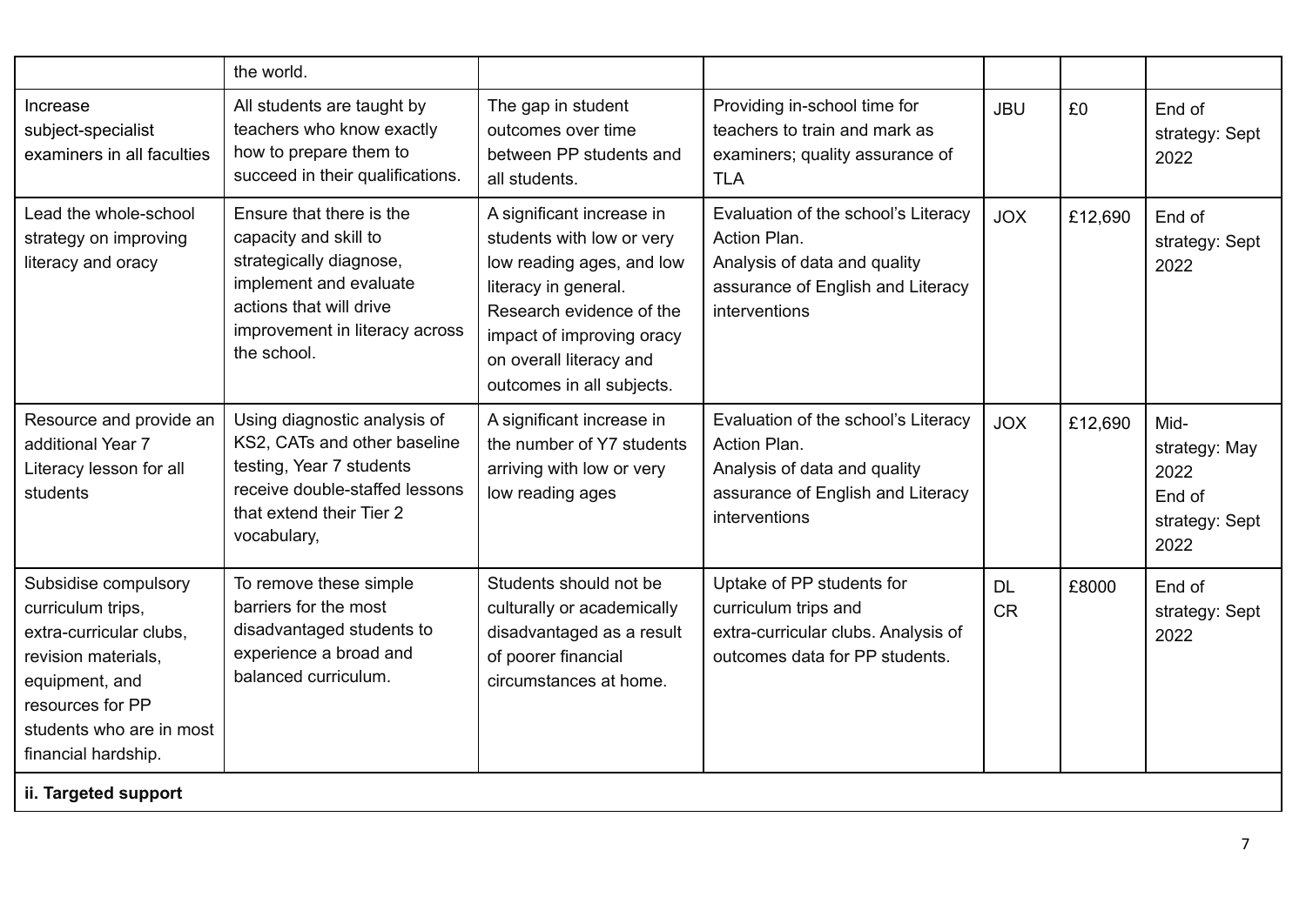| | | | | | | |
|---|---|---|---|---|---|---|
| | the world. | | | | | |
| Increase subject-specialist examiners in all faculties | All students are taught by teachers who know exactly how to prepare them to succeed in their qualifications. | The gap in student outcomes over time between PP students and all students. | Providing in-school time for teachers to train and mark as examiners; quality assurance of TLA | JBU | £0 | End of strategy: Sept 2022 |
| Lead the whole-school strategy on improving literacy and oracy | Ensure that there is the capacity and skill to strategically diagnose, implement and evaluate actions that will drive improvement in literacy across the school. | A significant increase in students with low or very low reading ages, and low literacy in general. Research evidence of the impact of improving oracy on overall literacy and outcomes in all subjects. | Evaluation of the school's Literacy Action Plan. Analysis of data and quality assurance of English and Literacy interventions | JOX | £12,690 | End of strategy: Sept 2022 |
| Resource and provide an additional Year 7 Literacy lesson for all students | Using diagnostic analysis of KS2, CATs and other baseline testing, Year 7 students receive double-staffed lessons that extend their Tier 2 vocabulary, | A significant increase in the number of Y7 students arriving with low or very low reading ages | Evaluation of the school's Literacy Action Plan. Analysis of data and quality assurance of English and Literacy interventions | JOX | £12,690 | Mid-strategy: May 2022 End of strategy: Sept 2022 |
| Subsidise compulsory curriculum trips, extra-curricular clubs, revision materials, equipment, and resources for PP students who are in most financial hardship. | To remove these simple barriers for the most disadvantaged students to experience a broad and balanced curriculum. | Students should not be culturally or academically disadvantaged as a result of poorer financial circumstances at home. | Uptake of PP students for curriculum trips and extra-curricular clubs. Analysis of outcomes data for PP students. | DL CR | £8000 | End of strategy: Sept 2022 |
| **ii. Targeted support** | | | | | | |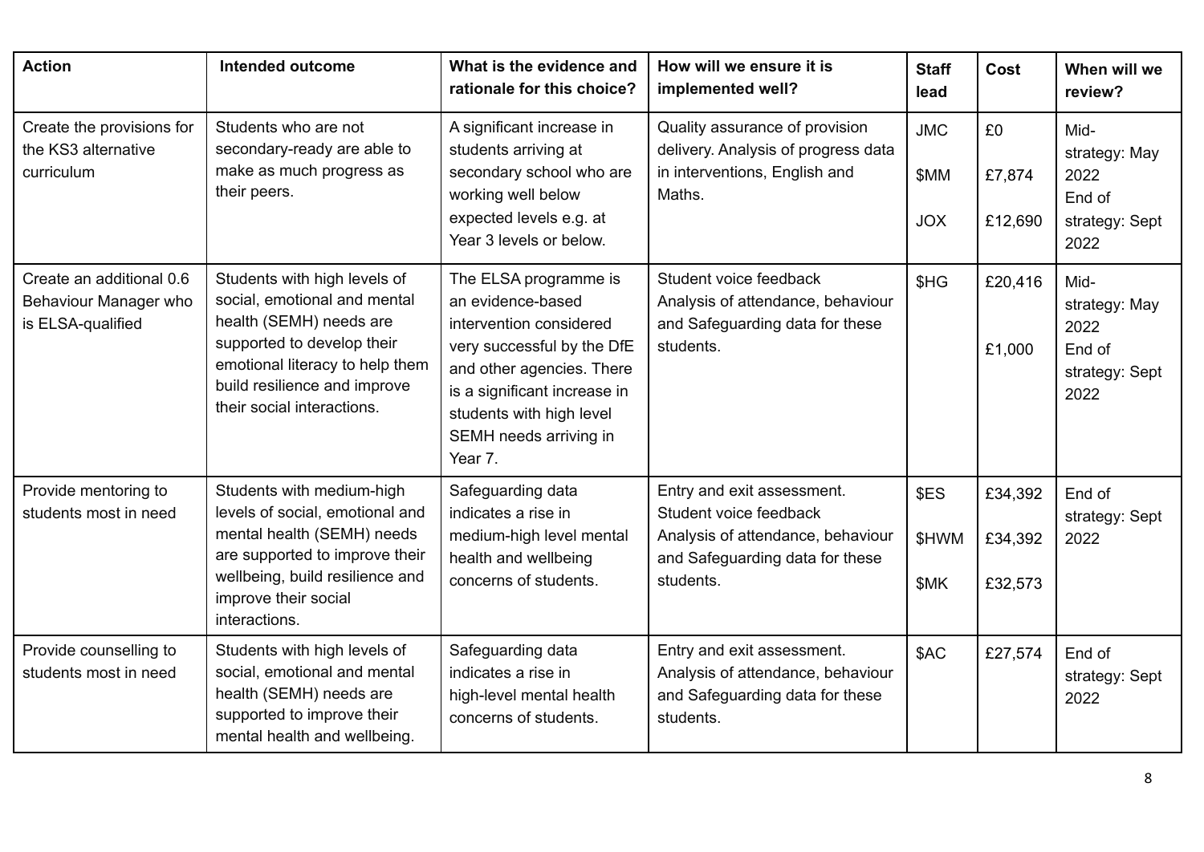| Action | Intended outcome | What is the evidence and rationale for this choice? | How will we ensure it is implemented well? | Staff lead | Cost | When will we review? |
|---|---|---|---|---|---|---|
| Create the provisions for the KS3 alternative curriculum | Students who are not secondary-ready are able to make as much progress as their peers. | A significant increase in students arriving at secondary school who are working well below expected levels e.g. at Year 3 levels or below. | Quality assurance of provision delivery. Analysis of progress data in interventions, English and Maths. | JMC<br><br>$MM<br><br>JOX | £0<br><br>£7,874<br><br>£12,690 | Mid-strategy: May 2022<br>End of strategy: Sept 2022 |
| Create an additional 0.6 Behaviour Manager who is ELSA-qualified | Students with high levels of social, emotional and mental health (SEMH) needs are supported to develop their emotional literacy to help them build resilience and improve their social interactions. | The ELSA programme is an evidence-based intervention considered very successful by the DfE and other agencies. There is a significant increase in students with high level SEMH needs arriving in Year 7. | Student voice feedback<br>Analysis of attendance, behaviour and Safeguarding data for these students. | $HG | £20,416<br><br>£1,000 | Mid-strategy: May 2022<br>End of strategy: Sept 2022 |
| Provide mentoring to students most in need | Students with medium-high levels of social, emotional and mental health (SEMH) needs are supported to improve their wellbeing, build resilience and improve their social interactions. | Safeguarding data indicates a rise in medium-high level mental health and wellbeing concerns of students. | Entry and exit assessment.<br>Student voice feedback<br>Analysis of attendance, behaviour and Safeguarding data for these students. | $ES<br><br>$HWM<br><br>$MK | £34,392<br><br>£34,392<br><br>£32,573 | End of strategy: Sept 2022 |
| Provide counselling to students most in need | Students with high levels of social, emotional and mental health (SEMH) needs are supported to improve their mental health and wellbeing. | Safeguarding data indicates a rise in high-level mental health concerns of students. | Entry and exit assessment.<br>Analysis of attendance, behaviour and Safeguarding data for these students. | $AC | £27,574 | End of strategy: Sept 2022 |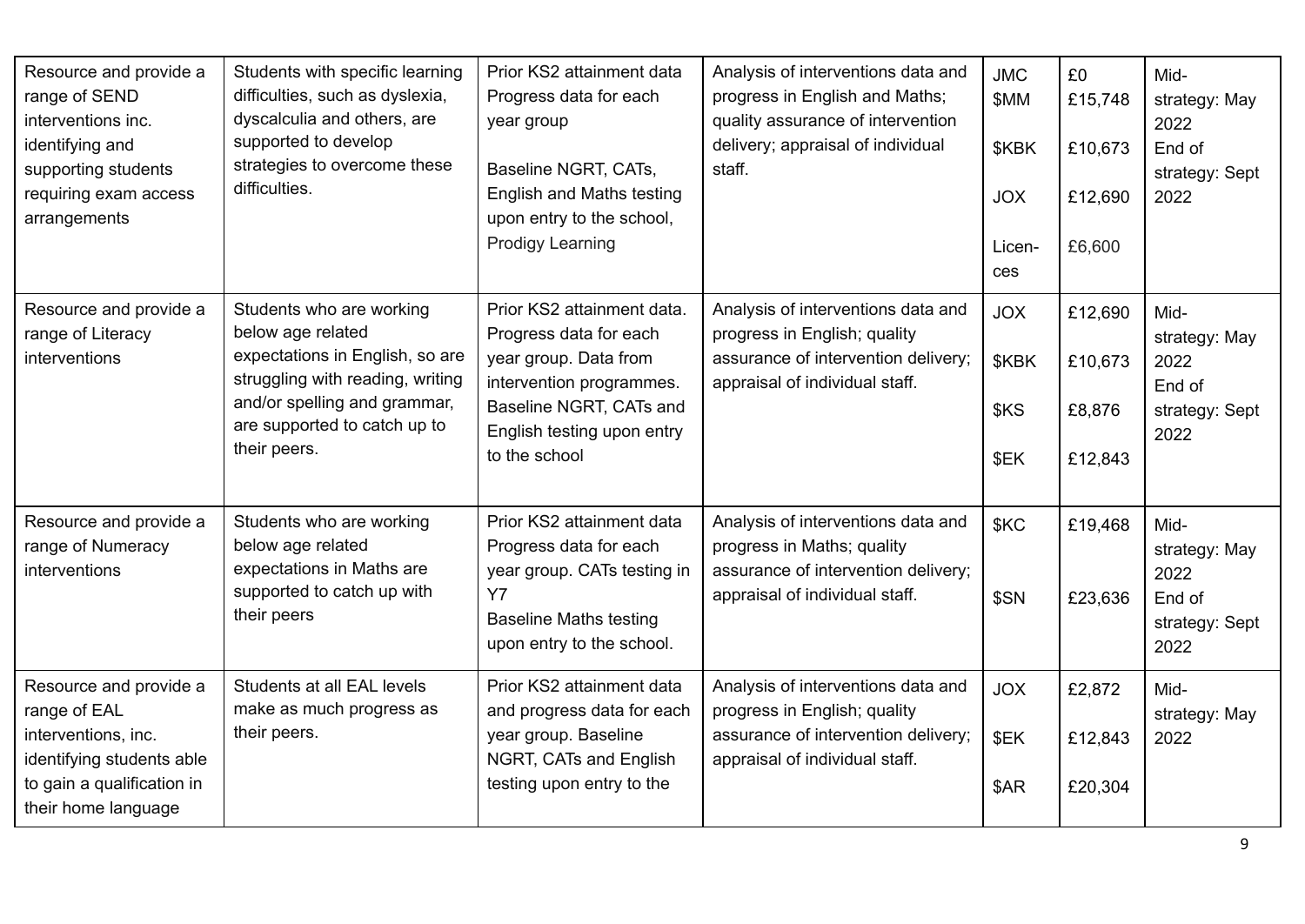| | | | | | | |
|---|---|---|---|---|---|---|
| Resource and provide a range of SEND interventions inc. identifying and supporting students requiring exam access arrangements | Students with specific learning difficulties, such as dyslexia, dyscalculia and others, are supported to develop strategies to overcome these difficulties. | Prior KS2 attainment data Progress data for each year group<br><br>Baseline NGRT, CATs, English and Maths testing upon entry to the school, Prodigy Learning | Analysis of interventions data and progress in English and Maths; quality assurance of intervention delivery; appraisal of individual staff. | JMC<br>$MM<br>$KBK<br>JOX<br>Licen-ces | £0<br>£15,748<br>£10,673<br>£12,690<br>£6,600 | Mid-strategy: May 2022<br>End of strategy: Sept 2022 |
| Resource and provide a range of Literacy interventions | Students who are working below age related expectations in English, so are struggling with reading, writing and/or spelling and grammar, are supported to catch up to their peers. | Prior KS2 attainment data. Progress data for each year group. Data from intervention programmes. Baseline NGRT, CATs and English testing upon entry to the school | Analysis of interventions data and progress in English; quality assurance of intervention delivery; appraisal of individual staff. | JOX<br>$KBK<br>$KS<br>$EK | £12,690<br>£10,673<br>£8,876<br>£12,843 | Mid-strategy: May 2022<br>End of strategy: Sept 2022 |
| Resource and provide a range of Numeracy interventions | Students who are working below age related expectations in Maths are supported to catch up with their peers | Prior KS2 attainment data Progress data for each year group. CATs testing in Y7<br>Baseline Maths testing upon entry to the school. | Analysis of interventions data and progress in Maths; quality assurance of intervention delivery; appraisal of individual staff. | $KC<br>$SN | £19,468<br>£23,636 | Mid-strategy: May 2022<br>End of strategy: Sept 2022 |
| Resource and provide a range of EAL interventions, inc. identifying students able to gain a qualification in their home language | Students at all EAL levels make as much progress as their peers. | Prior KS2 attainment data and progress data for each year group. Baseline NGRT, CATs and English testing upon entry to the | Analysis of interventions data and progress in English; quality assurance of intervention delivery; appraisal of individual staff. | JOX<br>$EK<br>$AR | £2,872<br>£12,843<br>£20,304 | Mid-strategy: May 2022 |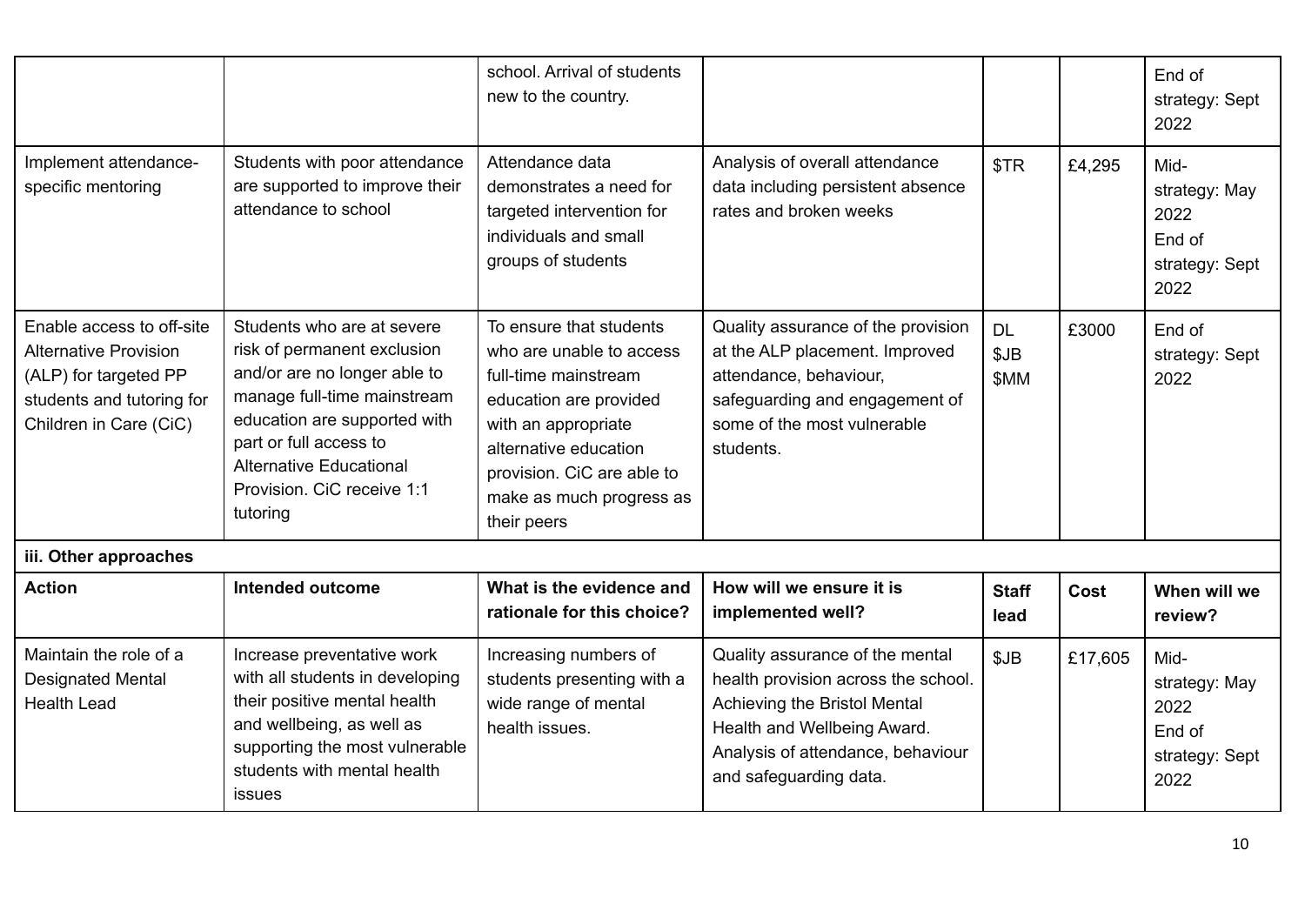| | | school. Arrival of students new to the country. | | | | End of strategy: Sept 2022 |
|---|---|---|---|---|---|---|
| Implement attendance-specific mentoring | Students with poor attendance are supported to improve their attendance to school | Attendance data demonstrates a need for targeted intervention for individuals and small groups of students | Analysis of overall attendance data including persistent absence rates and broken weeks | $TR | £4,295 | Mid-strategy: May 2022<br>End of strategy: Sept 2022 |
| Enable access to off-site Alternative Provision (ALP) for targeted PP students and tutoring for Children in Care (CiC) | Students who are at severe risk of permanent exclusion and/or are no longer able to manage full-time mainstream education are supported with part or full access to Alternative Educational Provision. CiC receive 1:1 tutoring | To ensure that students who are unable to access full-time mainstream education are provided with an appropriate alternative education provision. CiC are able to make as much progress as their peers | Quality assurance of the provision at the ALP placement. Improved attendance, behaviour, safeguarding and engagement of some of the most vulnerable students. | DL<br>$JB<br>$MM | £3000 | End of strategy: Sept 2022 |

**iii. Other approaches**

| **Action** | **Intended outcome** | **What is the evidence and rationale for this choice?** | **How will we ensure it is implemented well?** | **Staff lead** | **Cost** | **When will we review?** |
|---|---|---|---|---|---|---|
| Maintain the role of a Designated Mental Health Lead | Increase preventative work with all students in developing their positive mental health and wellbeing, as well as supporting the most vulnerable students with mental health issues | Increasing numbers of students presenting with a wide range of mental health issues. | Quality assurance of the mental health provision across the school. Achieving the Bristol Mental Health and Wellbeing Award. Analysis of attendance, behaviour and safeguarding data. | $JB | £17,605 | Mid-strategy: May 2022<br>End of strategy: Sept 2022 |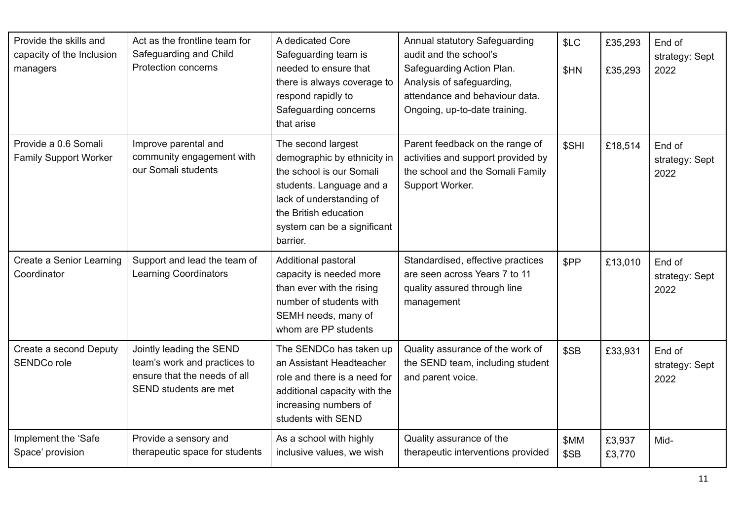| Provide the skills and capacity of the Inclusion managers | Act as the frontline team for Safeguarding and Child Protection concerns | A dedicated Core Safeguarding team is needed to ensure that there is always coverage to respond rapidly to Safeguarding concerns that arise | Annual statutory Safeguarding audit and the school's Safeguarding Action Plan. Analysis of safeguarding, attendance and behaviour data. Ongoing, up-to-date training. | $LC<br>$HN | £35,293<br>£35,293 | End of strategy: Sept 2022 |
|---|---|---|---|---|---|---|
| Provide a 0.6 Somali Family Support Worker | Improve parental and community engagement with our Somali students | The second largest demographic by ethnicity in the school is our Somali students. Language and a lack of understanding of the British education system can be a significant barrier. | Parent feedback on the range of activities and support provided by the school and the Somali Family Support Worker. | $SHI | £18,514 | End of strategy: Sept 2022 |
| Create a Senior Learning Coordinator | Support and lead the team of Learning Coordinators | Additional pastoral capacity is needed more than ever with the rising number of students with SEMH needs, many of whom are PP students | Standardised, effective practices are seen across Years 7 to 11 quality assured through line management | $PP | £13,010 | End of strategy: Sept 2022 |
| Create a second Deputy SENDCo role | Jointly leading the SEND team's work and practices to ensure that the needs of all SEND students are met | The SENDCo has taken up an Assistant Headteacher role and there is a need for additional capacity with the increasing numbers of students with SEND | Quality assurance of the work of the SEND team, including student and parent voice. | $SB | £33,931 | End of strategy: Sept 2022 |
| Implement the 'Safe Space' provision | Provide a sensory and therapeutic space for students | As a school with highly inclusive values, we wish | Quality assurance of the therapeutic interventions provided | $MM<br>$SB | £3,937<br>£3,770 | Mid- |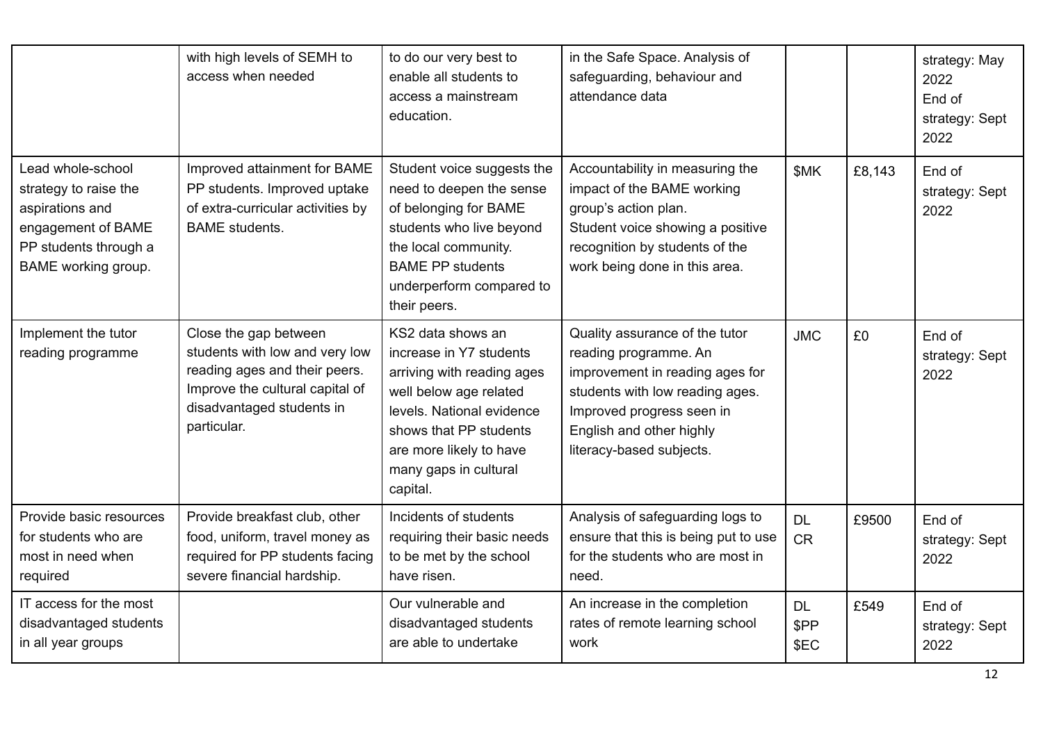| | | | | | | |
|---|---|---|---|---|---|---|
| | with high levels of SEMH to access when needed | to do our very best to enable all students to access a mainstream education. | in the Safe Space. Analysis of safeguarding, behaviour and attendance data | | | strategy: May 2022<br>End of strategy: Sept 2022 |
| Lead whole-school strategy to raise the aspirations and engagement of BAME PP students through a BAME working group. | Improved attainment for BAME PP students. Improved uptake of extra-curricular activities by BAME students. | Student voice suggests the need to deepen the sense of belonging for BAME students who live beyond the local community.<br>BAME PP students underperform compared to their peers. | Accountability in measuring the impact of the BAME working group's action plan.<br>Student voice showing a positive recognition by students of the work being done in this area. | $MK | £8,143 | End of strategy: Sept 2022 |
| Implement the tutor reading programme | Close the gap between students with low and very low reading ages and their peers. Improve the cultural capital of disadvantaged students in particular. | KS2 data shows an increase in Y7 students arriving with reading ages well below age related levels. National evidence shows that PP students are more likely to have many gaps in cultural capital. | Quality assurance of the tutor reading programme. An improvement in reading ages for students with low reading ages. Improved progress seen in English and other highly literacy-based subjects. | JMC | £0 | End of strategy: Sept 2022 |
| Provide basic resources for students who are most in need when required | Provide breakfast club, other food, uniform, travel money as required for PP students facing severe financial hardship. | Incidents of students requiring their basic needs to be met by the school have risen. | Analysis of safeguarding logs to ensure that this is being put to use for the students who are most in need. | DL<br>CR | £9500 | End of strategy: Sept 2022 |
| IT access for the most disadvantaged students in all year groups | | Our vulnerable and disadvantaged students are able to undertake | An increase in the completion rates of remote learning school work | DL<br>$PP<br>$EC | £549 | End of strategy: Sept 2022 |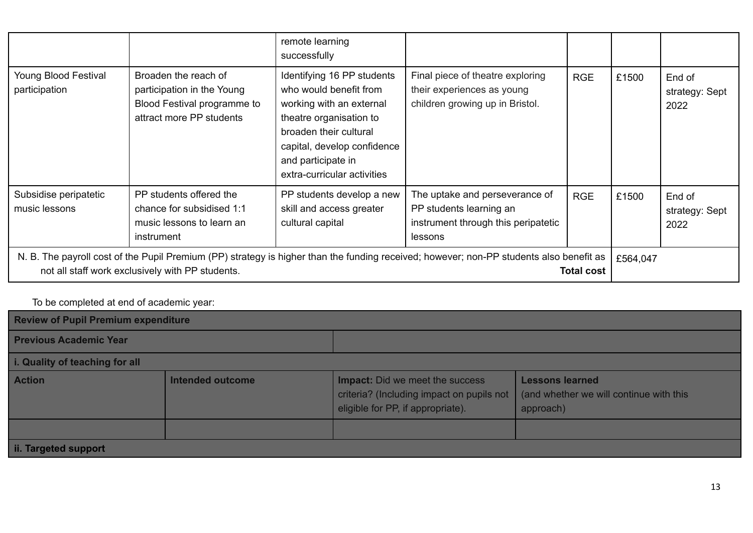| | | remote learning successfully | | | | |
|---|---|---|---|---|---|---|
| Young Blood Festival participation | Broaden the reach of participation in the Young Blood Festival programme to attract more PP students | Identifying 16 PP students who would benefit from working with an external theatre organisation to broaden their cultural capital, develop confidence and participate in extra-curricular activities | Final piece of theatre exploring their experiences as young children growing up in Bristol. | RGE | £1500 | End of strategy: Sept 2022 |
| Subsidise peripatetic music lessons | PP students offered the chance for subsidised 1:1 music lessons to learn an instrument | PP students develop a new skill and access greater cultural capital | The uptake and perseverance of PP students learning an instrument through this peripatetic lessons | RGE | £1500 | End of strategy: Sept 2022 |
| N. B. The payroll cost of the Pupil Premium (PP) strategy is higher than the funding received; however; non-PP students also benefit as not all staff work exclusively with PP students. **Total cost** | | | | | £564,047 | |

To be completed at end of academic year:

| **Review of Pupil Premium expenditure** | | | |
|---|---|---|---|
| **Previous Academic Year** | | | |
| **i. Quality of teaching for all** | | | |
| **Action** | **Intended outcome** | **Impact:** Did we meet the success criteria? (Including impact on pupils not eligible for PP, if appropriate). | **Lessons learned** (and whether we will continue with this approach) |
| | | | |
| **ii. Targeted support** | | | |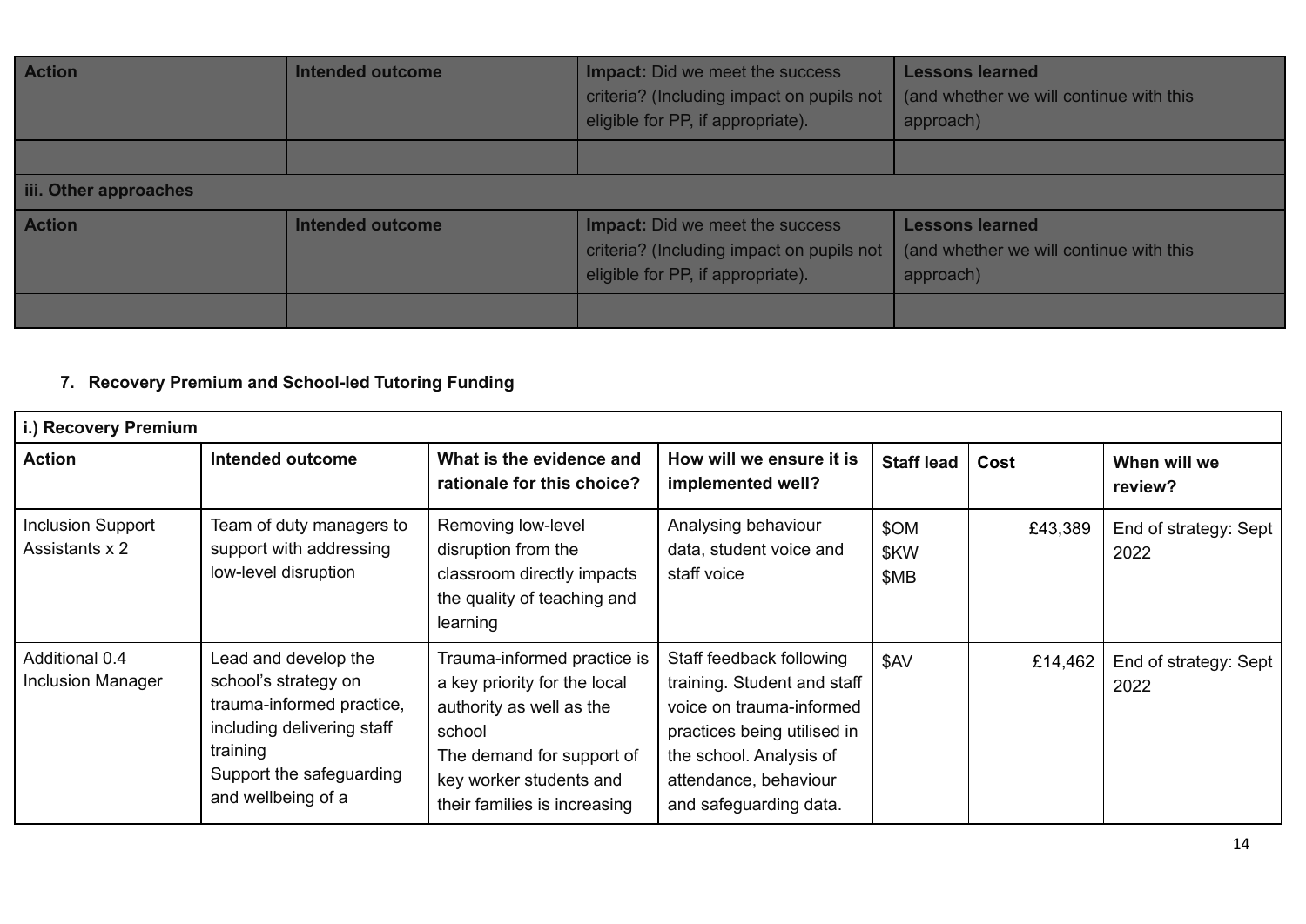| Action | Intended outcome | **Impact:** Did we meet the success criteria? (Including impact on pupils not eligible for PP, if appropriate). | **Lessons learned** (and whether we will continue with this approach) |
|---|---|---|---|
| | | | |
| **iii. Other approaches** | | | |
| **Action** | **Intended outcome** | **Impact:** Did we meet the success criteria? (Including impact on pupils not eligible for PP, if appropriate). | **Lessons learned** (and whether we will continue with this approach) |
| | | | |

## 7. Recovery Premium and School-led Tutoring Funding

| i.) Recovery Premium | | | | | | |
|---|---|---|---|---|---|---|
| **Action** | **Intended outcome** | **What is the evidence and rationale for this choice?** | **How will we ensure it is implemented well?** | **Staff lead** | **Cost** | **When will we review?** |
| Inclusion Support Assistants x 2 | Team of duty managers to support with addressing low-level disruption | Removing low-level disruption from the classroom directly impacts the quality of teaching and learning | Analysing behaviour data, student voice and staff voice | $OM $KW $MB | £43,389 | End of strategy: Sept 2022 |
| Additional 0.4 Inclusion Manager | Lead and develop the school's strategy on trauma-informed practice, including delivering staff training<br>Support the safeguarding and wellbeing of a | Trauma-informed practice is a key priority for the local authority as well as the school<br>The demand for support of key worker students and their families is increasing | Staff feedback following training. Student and staff voice on trauma-informed practices being utilised in the school. Analysis of attendance, behaviour and safeguarding data. | $AV | £14,462 | End of strategy: Sept 2022 |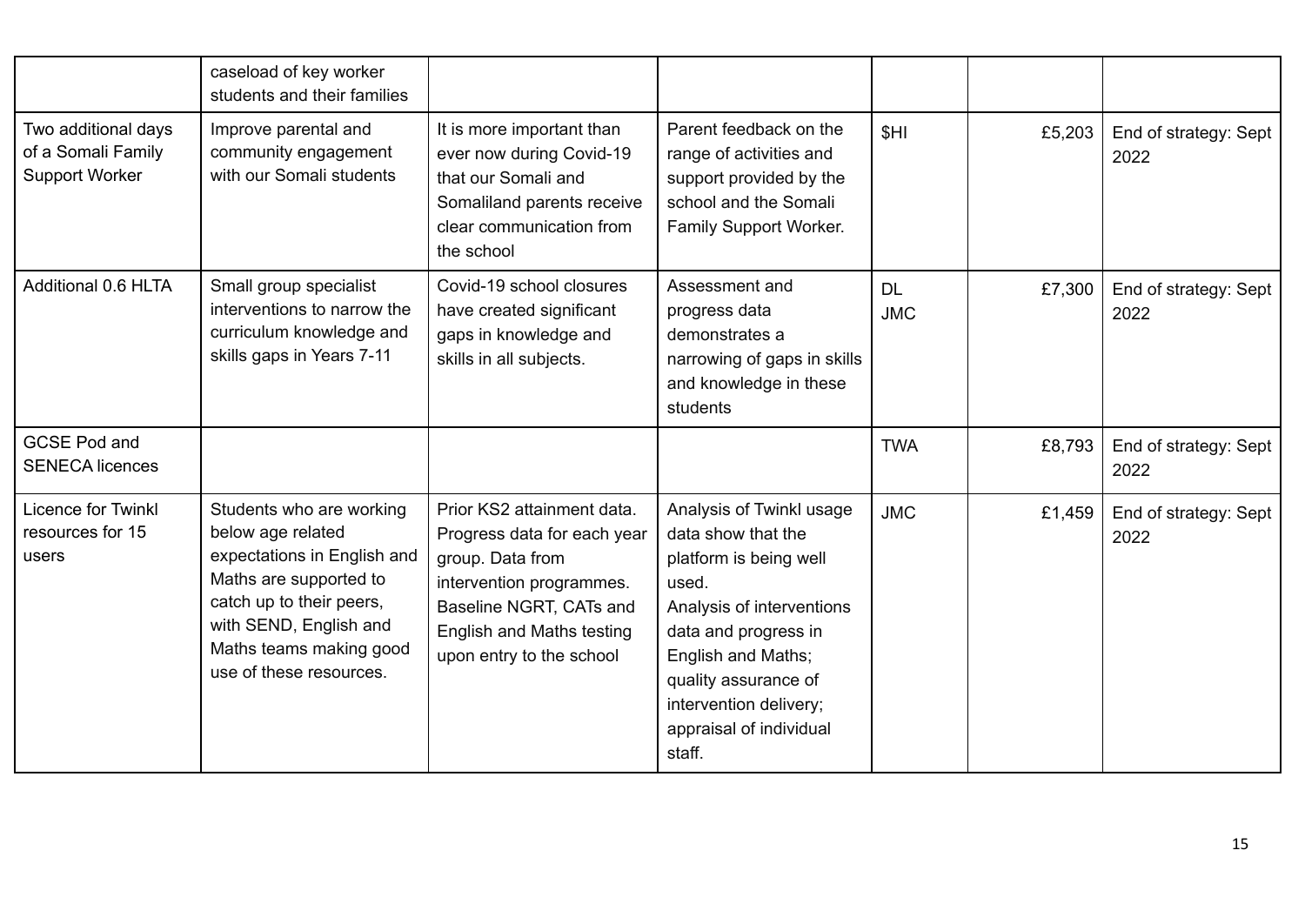| | caseload of key worker students and their families | | | | | |
|---|---|---|---|---|---|---|
| Two additional days of a Somali Family Support Worker | Improve parental and community engagement with our Somali students | It is more important than ever now during Covid-19 that our Somali and Somaliland parents receive clear communication from the school | Parent feedback on the range of activities and support provided by the school and the Somali Family Support Worker. | $HI | £5,203 | End of strategy: Sept 2022 |
| Additional 0.6 HLTA | Small group specialist interventions to narrow the curriculum knowledge and skills gaps in Years 7-11 | Covid-19 school closures have created significant gaps in knowledge and skills in all subjects. | Assessment and progress data demonstrates a narrowing of gaps in skills and knowledge in these students | DL JMC | £7,300 | End of strategy: Sept 2022 |
| GCSE Pod and SENECA licences | | | | TWA | £8,793 | End of strategy: Sept 2022 |
| Licence for Twinkl resources for 15 users | Students who are working below age related expectations in English and Maths are supported to catch up to their peers, with SEND, English and Maths teams making good use of these resources. | Prior KS2 attainment data. Progress data for each year group. Data from intervention programmes. Baseline NGRT, CATs and English and Maths testing upon entry to the school | Analysis of Twinkl usage data show that the platform is being well used. Analysis of interventions data and progress in English and Maths; quality assurance of intervention delivery; appraisal of individual staff. | JMC | £1,459 | End of strategy: Sept 2022 |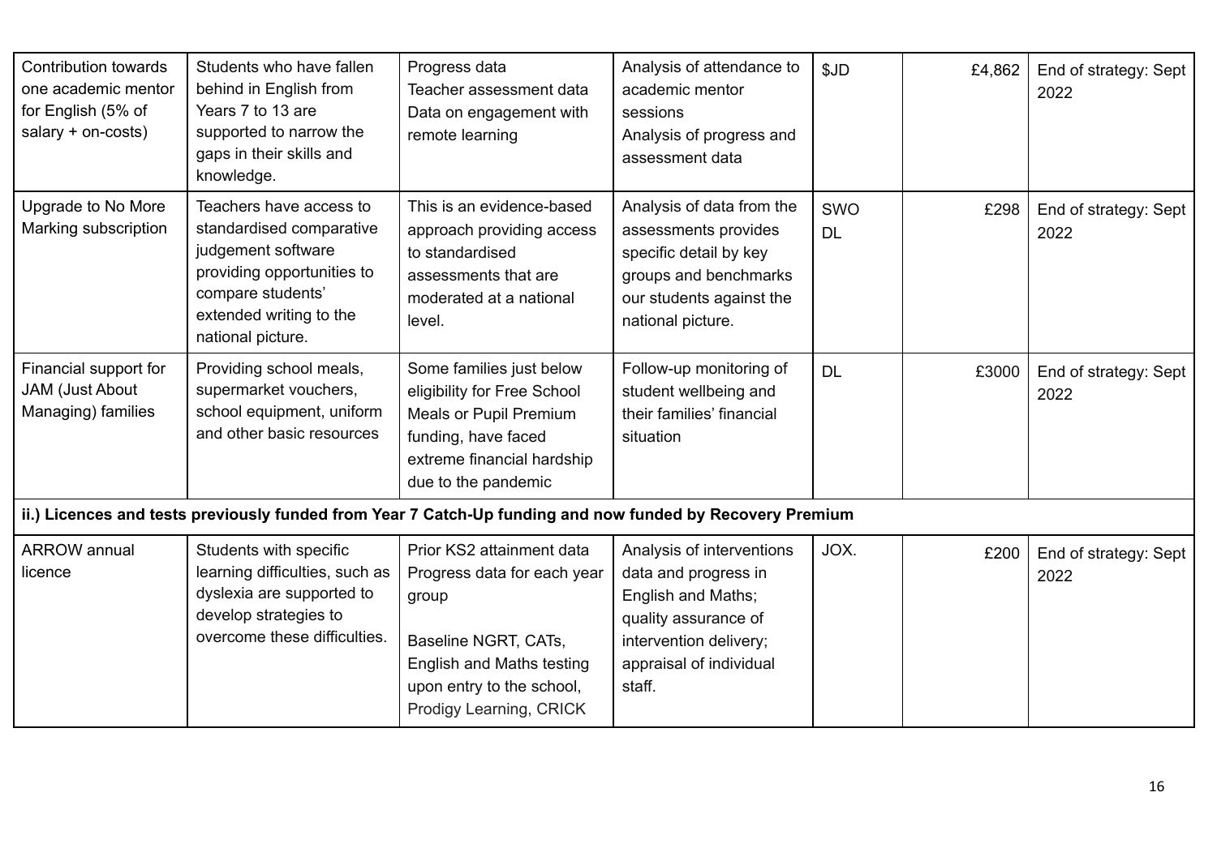| Contribution towards one academic mentor for English (5% of salary + on-costs) | Students who have fallen behind in English from Years 7 to 13 are supported to narrow the gaps in their skills and knowledge. | Progress data<br>Teacher assessment data<br>Data on engagement with remote learning | Analysis of attendance to academic mentor sessions<br>Analysis of progress and assessment data | $JD | £4,862 | End of strategy: Sept 2022 |
|---|---|---|---|---|---|---|
| Upgrade to No More Marking subscription | Teachers have access to standardised comparative judgement software providing opportunities to compare students' extended writing to the national picture. | This is an evidence-based approach providing access to standardised assessments that are moderated at a national level. | Analysis of data from the assessments provides specific detail by key groups and benchmarks our students against the national picture. | SWO<br>DL | £298 | End of strategy: Sept 2022 |
| Financial support for JAM (Just About Managing) families | Providing school meals, supermarket vouchers, school equipment, uniform and other basic resources | Some families just below eligibility for Free School Meals or Pupil Premium funding, have faced extreme financial hardship due to the pandemic | Follow-up monitoring of student wellbeing and their families' financial situation | DL | £3000 | End of strategy: Sept 2022 |
| **ii.) Licences and tests previously funded from Year 7 Catch-Up funding and now funded by Recovery Premium** | | | | | | |
| ARROW annual licence | Students with specific learning difficulties, such as dyslexia are supported to develop strategies to overcome these difficulties. | Prior KS2 attainment data<br>Progress data for each year group<br><br>Baseline NGRT, CATs, English and Maths testing upon entry to the school, Prodigy Learning, CRICK | Analysis of interventions data and progress in English and Maths; quality assurance of intervention delivery; appraisal of individual staff. | JOX. | £200 | End of strategy: Sept 2022 |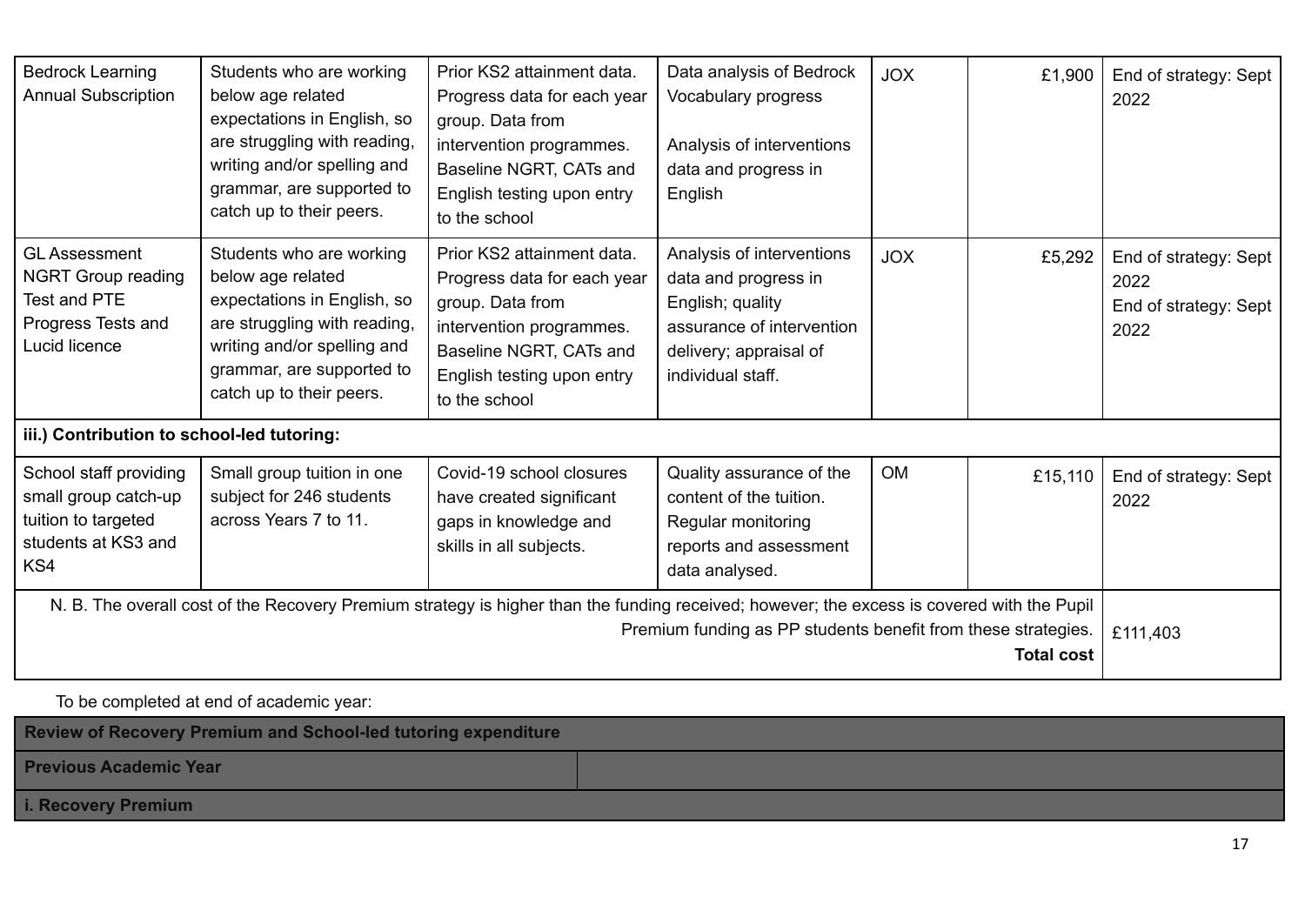| | | | | | | |
|---|---|---|---|---|---|---|
| Bedrock Learning Annual Subscription | Students who are working below age related expectations in English, so are struggling with reading, writing and/or spelling and grammar, are supported to catch up to their peers. | Prior KS2 attainment data. Progress data for each year group. Data from intervention programmes. Baseline NGRT, CATs and English testing upon entry to the school | Data analysis of Bedrock Vocabulary progress<br><br>Analysis of interventions data and progress in English | JOX | £1,900 | End of strategy: Sept 2022 |
| GL Assessment NGRT Group reading Test and PTE Progress Tests and Lucid licence | Students who are working below age related expectations in English, so are struggling with reading, writing and/or spelling and grammar, are supported to catch up to their peers. | Prior KS2 attainment data. Progress data for each year group. Data from intervention programmes. Baseline NGRT, CATs and English testing upon entry to the school | Analysis of interventions data and progress in English; quality assurance of intervention delivery; appraisal of individual staff. | JOX | £5,292 | End of strategy: Sept 2022<br>End of strategy: Sept 2022 |
| **iii.) Contribution to school-led tutoring:** | | | | | | |
| School staff providing small group catch-up tuition to targeted students at KS3 and KS4 | Small group tuition in one subject for 246 students across Years 7 to 11. | Covid-19 school closures have created significant gaps in knowledge and skills in all subjects. | Quality assurance of the content of the tuition. Regular monitoring reports and assessment data analysed. | OM | £15,110 | End of strategy: Sept 2022 |
| N. B. The overall cost of the Recovery Premium strategy is higher than the funding received; however; the excess is covered with the Pupil Premium funding as PP students benefit from these strategies. **Total cost** | | | | | | £111,403 |

To be completed at end of academic year:

| **Review of Recovery Premium and School-led tutoring expenditure** | |
|---|---|
| **Previous Academic Year** | |
| **i. Recovery Premium** | |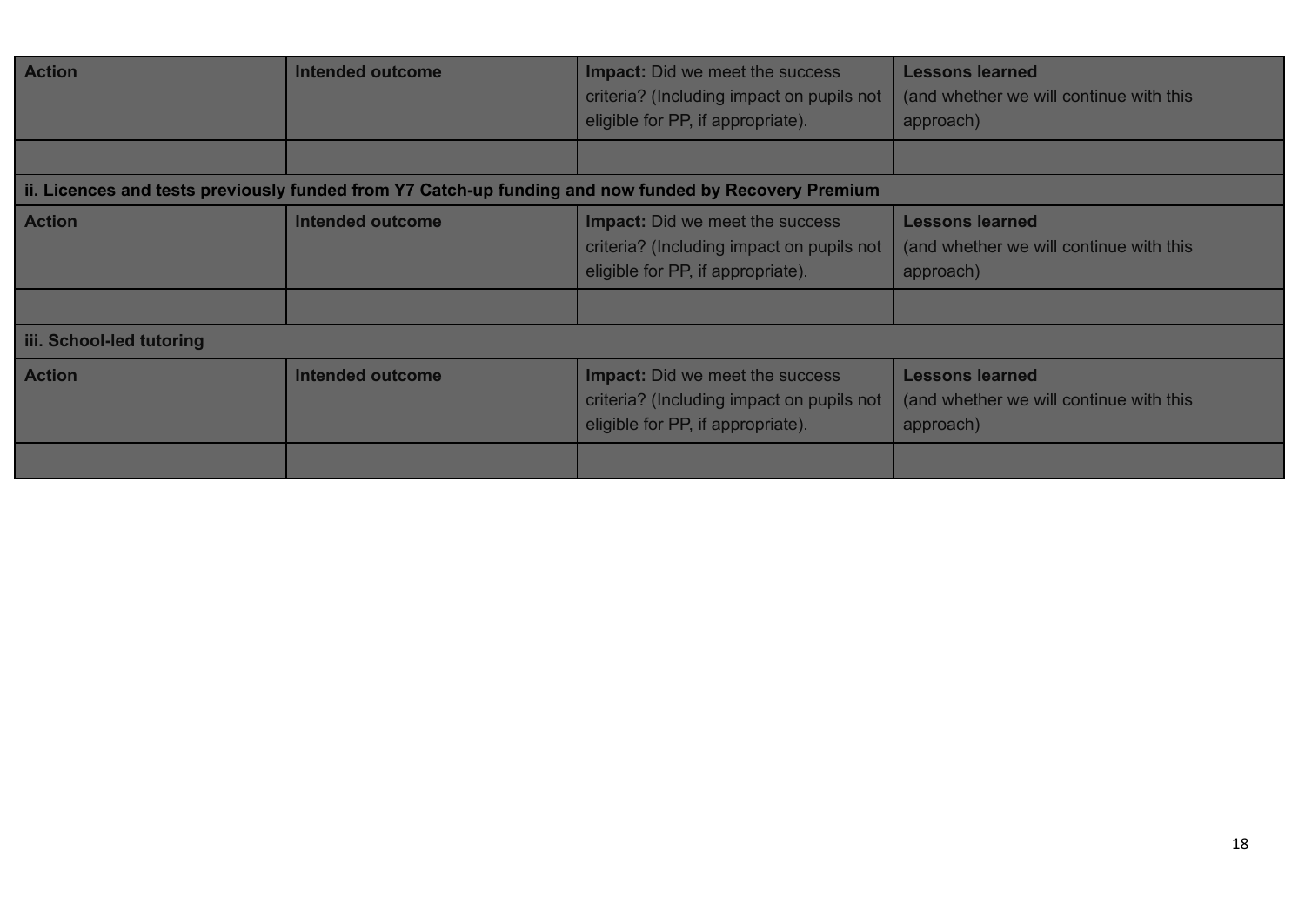| **Action** | **Intended outcome** | **Impact:** Did we meet the success criteria? (Including impact on pupils not eligible for PP, if appropriate). | **Lessons learned** (and whether we will continue with this approach) |
|---|---|---|---|
| | | | |
| **ii. Licences and tests previously funded from Y7 Catch-up funding and now funded by Recovery Premium** | | | |
| **Action** | **Intended outcome** | **Impact:** Did we meet the success criteria? (Including impact on pupils not eligible for PP, if appropriate). | **Lessons learned** (and whether we will continue with this approach) |
| | | | |
| **iii. School-led tutoring** | | | |
| **Action** | **Intended outcome** | **Impact:** Did we meet the success criteria? (Including impact on pupils not eligible for PP, if appropriate). | **Lessons learned** (and whether we will continue with this approach) |
| | | | |